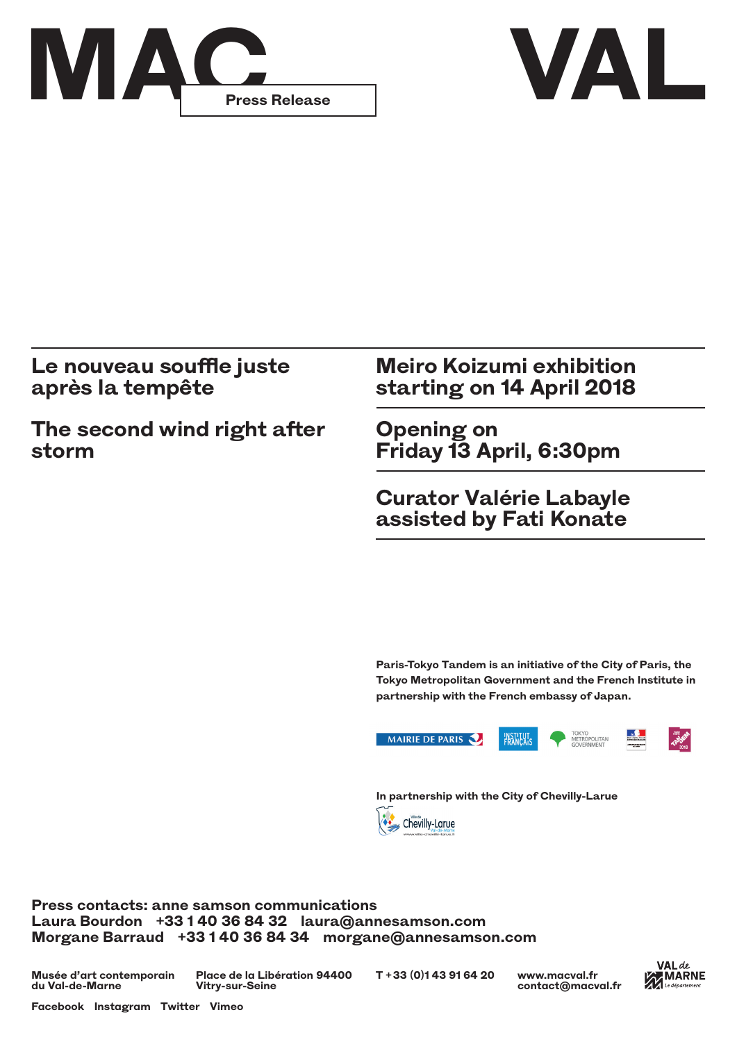# MAC VAL

**Press Release**

## Le nouveau souffle juste après la tempête

## The second wind right after storm

## Meiro Koizumi exhibition starting on 14 April 2018

## Opening on Friday 13 April, 6:30pm

## Curator Valérie Labayle assisted by Fati Konate

**Paris-Tokyo Tandem is an initiative of the City of Paris, the Tokyo Metropolitan Government and the French Institute in partnership with the French embassy of Japan.**

MAIRIE DE PARIS · INSTITUT FRANÇAIS · TOKYO METROPOLITAN GOVERNMENT · TANDEM 2018

**In partnership with the City of Chevilly-Larue**

Ville de Chevilly-Larue Val-de-Marne www.ville-chevilly-larue.fr

**Press contacts: anne samson communications**
**Laura Bourdon +33 1 40 36 84 32 laura@annesamson.com**
**Morgane Barraud +33 1 40 36 84 34 morgane@annesamson.com**

**Musée d'art contemporain du Val-de-Marne** · **Place de la Libération 94400 Vitry-sur-Seine** · **T +33 (0)1 43 91 64 20** · **www.macval.fr** · **contact@macval.fr**

VAL de MARNE Le département

**Facebook Instagram Twitter Vimeo**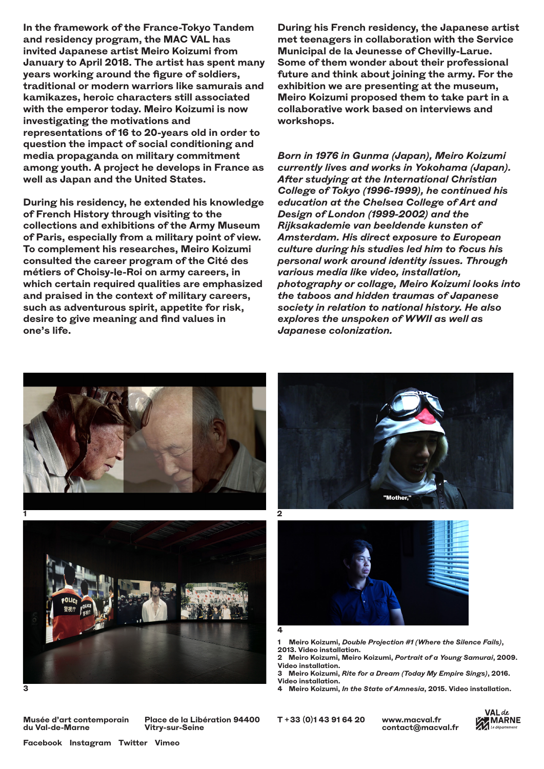**In the framework of the France-Tokyo Tandem and residency program, the MAC VAL has invited Japanese artist Meiro Koizumi from January to April 2018. The artist has spent many years working around the figure of soldiers, traditional or modern warriors like samurais and kamikazes, heroic characters still associated with the emperor today. Meiro Koizumi is now investigating the motivations and representations of 16 to 20-years old in order to question the impact of social conditioning and media propaganda on military commitment among youth. A project he develops in France as well as Japan and the United States.**

**During his residency, he extended his knowledge of French History through visiting to the collections and exhibitions of the Army Museum of Paris, especially from a military point of view. To complement his researches, Meiro Koizumi consulted the career program of the Cité des métiers of Choisy-le-Roi on army careers, in which certain required qualities are emphasized and praised in the context of military careers, such as adventurous spirit, appetite for risk, desire to give meaning and find values in one's life.**

**During his French residency, the Japanese artist met teenagers in collaboration with the Service Municipal de la Jeunesse of Chevilly-Larue. Some of them wonder about their professional future and think about joining the army. For the exhibition we are presenting at the museum, Meiro Koizumi proposed them to take part in a collaborative work based on interviews and workshops.**

***Born in 1976 in Gunma (Japan), Meiro Koizumi currently lives and works in Yokohama (Japan). After studying at the International Christian College of Tokyo (1996-1999), he continued his education at the Chelsea College of Art and Design of London (1999-2002) and the Rijksakademie van beeldende kunsten of Amsterdam. His direct exposure to European culture during his studies led him to focus his personal work around identity issues. Through various media like video, installation, photography or collage, Meiro Koizumi looks into the taboos and hidden traumas of Japanese society in relation to national history. He also explores the unspoken of WWII as well as Japanese colonization.***

1

2

3

4

**1 Meiro Koizumi, *Double Projection #1 (Where the Silence Fails)*, 2013. Video installation.**
**2 Meiro Koizumi, Meiro Koizumi, *Portrait of a Young Samurai*, 2009. Video installation.**
**3 Meiro Koizumi, *Rite for a Dream (Today My Empire Sings)*, 2016. Video installation.**
**4 Meiro Koizumi, *In the State of Amnesia*, 2015. Video installation.**

**Musée d'art contemporain du Val-de-Marne**
**Place de la Libération 94400 Vitry-sur-Seine**
**T +33 (0)1 43 91 64 20**
**www.macval.fr**
**contact@macval.fr**

**Facebook Instagram Twitter Vimeo**